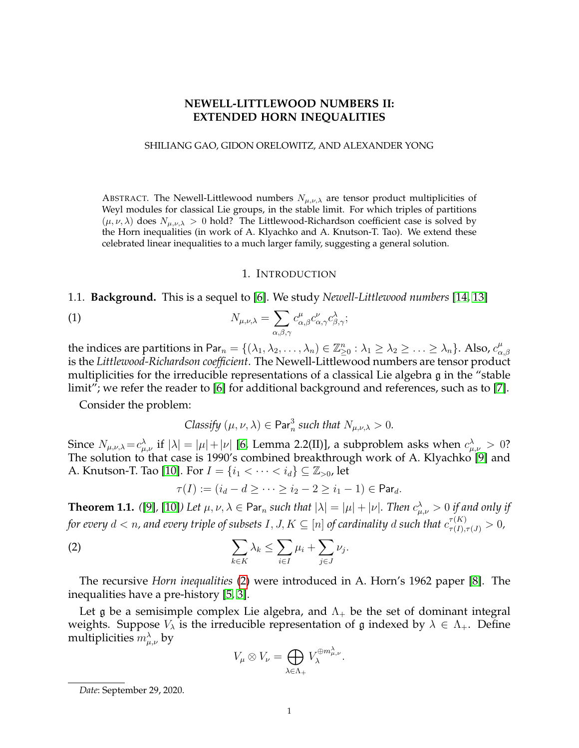# NEWELL-LITTLEWOOD NUMBERS II: EXTENDED HORN INEQUALITIES

SHILIANG GAO, GIDON ORELOWITZ, AND ALEXANDER YONG

ABSTRACT. The Newell-Littlewood numbers $N_{\mu,\nu,\lambda}$ are tensor product multiplicities of Weyl modules for classical Lie groups, in the stable limit. For which triples of partitions $(\mu,\nu,\lambda)$ does $N_{\mu,\nu,\lambda} > 0$ hold? The Littlewood-Richardson coefficient case is solved by the Horn inequalities (in work of A. Klyachko and A. Knutson-T. Tao). We extend these celebrated linear inequalities to a much larger family, suggesting a general solution.

## 1. INTRODUCTION

**1.1. Background.** This is a sequel to [6]. We study *Newell-Littlewood numbers* [14, 13]

$$N_{\mu,\nu,\lambda} = \sum_{\alpha,\beta,\gamma} c^{\mu}_{\alpha,\beta} c^{\nu}_{\alpha,\gamma} c^{\lambda}_{\beta,\gamma}; \tag{1}$$

the indices are partitions in $\mathsf{Par}_n = \{(\lambda_1, \lambda_2, \ldots, \lambda_n) \in \mathbb{Z}^n_{\geq 0} : \lambda_1 \geq \lambda_2 \geq \ldots \geq \lambda_n\}$. Also, $c^{\mu}_{\alpha,\beta}$ is the *Littlewood-Richardson coefficient*. The Newell-Littlewood numbers are tensor product multiplicities for the irreducible representations of a classical Lie algebra $\mathfrak{g}$ in the "stable limit"; we refer the reader to [6] for additional background and references, such as to [7].

Consider the problem:

*Classify* $(\mu,\nu,\lambda) \in \mathsf{Par}^3_n$ *such that* $N_{\mu,\nu,\lambda} > 0$.

Since $N_{\mu,\nu,\lambda} = c^{\lambda}_{\mu,\nu}$ if $|\lambda| = |\mu| + |\nu|$ [6, Lemma 2.2(II)], a subproblem asks when $c^{\lambda}_{\mu,\nu} > 0$? The solution to that case is 1990's combined breakthrough work of A. Klyachko [9] and A. Knutson-T. Tao [10]. For $I = \{i_1 < \cdots < i_d\} \subseteq \mathbb{Z}_{>0}$, let

$$\tau(I) := (i_d - d \geq \cdots \geq i_2 - 2 \geq i_1 - 1) \in \mathsf{Par}_d.$$

**Theorem 1.1.** *([9], [10]) Let $\mu,\nu,\lambda \in \mathsf{Par}_n$ such that $|\lambda| = |\mu| + |\nu|$. Then $c^{\lambda}_{\mu,\nu} > 0$ if and only if for every $d < n$, and every triple of subsets $I, J, K \subseteq [n]$ of cardinality $d$ such that $c^{\tau(K)}_{\tau(I),\tau(J)} > 0$,*

$$\sum_{k\in K} \lambda_k \leq \sum_{i\in I} \mu_i + \sum_{j\in J} \nu_j. \tag{2}$$

The recursive *Horn inequalities* (2) were introduced in A. Horn's 1962 paper [8]. The inequalities have a pre-history [5, 3].

Let $\mathfrak{g}$ be a semisimple complex Lie algebra, and $\Lambda_+$ be the set of dominant integral weights. Suppose $V_\lambda$ is the irreducible representation of $\mathfrak{g}$ indexed by $\lambda \in \Lambda_+$. Define multiplicities $m^{\lambda}_{\mu,\nu}$ by

$$V_\mu \otimes V_\nu = \bigoplus_{\lambda\in\Lambda_+} V_\lambda^{\oplus m^{\lambda}_{\mu,\nu}}.$$

---

*Date*: September 29, 2020.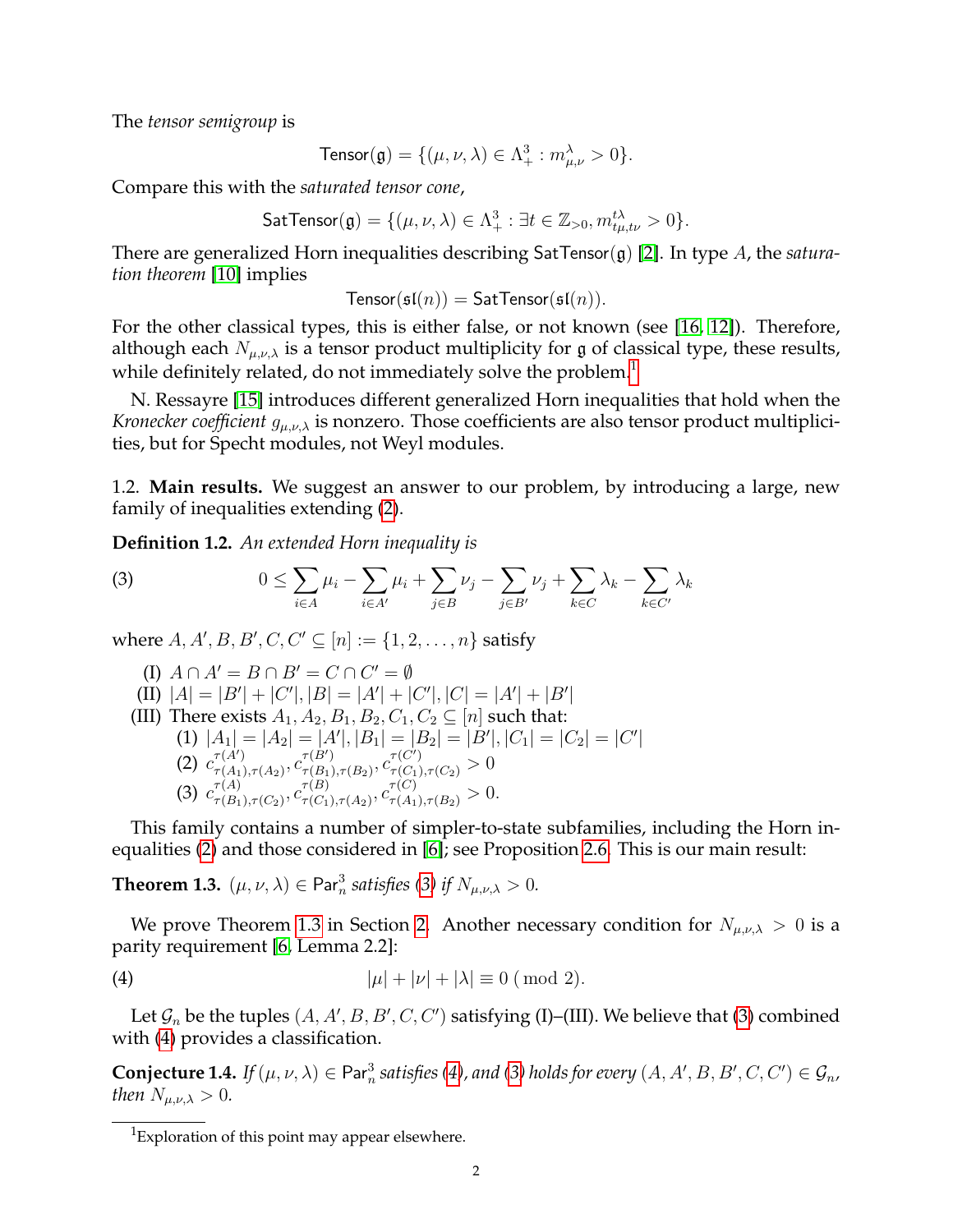The *tensor semigroup* is

$$\mathsf{Tensor}(\mathfrak{g}) = \{(\mu, \nu, \lambda) \in \Lambda_+^3 : m_{\mu,\nu}^{\lambda} > 0\}.$$

Compare this with the *saturated tensor cone*,

$$\mathsf{SatTensor}(\mathfrak{g}) = \{(\mu, \nu, \lambda) \in \Lambda_+^3 : \exists t \in \mathbb{Z}_{>0}, m_{t\mu,t\nu}^{t\lambda} > 0\}.$$

There are generalized Horn inequalities describing $\mathsf{SatTensor}(\mathfrak{g})$ [2]. In type $A$, the *saturation theorem* [10] implies

$$\mathsf{Tensor}(\mathfrak{sl}(n)) = \mathsf{SatTensor}(\mathfrak{sl}(n)).$$

For the other classical types, this is either false, or not known (see [16, 12]). Therefore, although each $N_{\mu,\nu,\lambda}$ is a tensor product multiplicity for $\mathfrak{g}$ of classical type, these results, while definitely related, do not immediately solve the problem.[1]

N. Ressayre [15] introduces different generalized Horn inequalities that hold when the *Kronecker coefficient* $g_{\mu,\nu,\lambda}$ is nonzero. Those coefficients are also tensor product multiplicities, but for Specht modules, not Weyl modules.

1.2. **Main results.** We suggest an answer to our problem, by introducing a large, new family of inequalities extending (2).

**Definition 1.2.** *An extended Horn inequality is*

$$0 \leq \sum_{i\in A} \mu_i - \sum_{i \in A'} \mu_i + \sum_{j\in B} \nu_j - \sum_{j\in B'} \nu_j + \sum_{k\in C} \lambda_k - \sum_{k\in C'} \lambda_k \tag{3}$$

where $A, A', B, B', C, C' \subseteq [n] := \{1, 2, \ldots, n\}$ satisfy

- (I) $A \cap A' = B \cap B' = C \cap C' = \emptyset$
- (II) $|A| = |B'| + |C'|, |B| = |A'| + |C'|, |C| = |A'| + |B'|$
- (III) There exists $A_1, A_2, B_1, B_2, C_1, C_2 \subseteq [n]$ such that:
  - (1) $|A_1| = |A_2| = |A'|, |B_1| = |B_2| = |B'|, |C_1| = |C_2| = |C'|$
  - (2) $c^{\tau(A')}_{\tau(A_1),\tau(A_2)}, c^{\tau(B')}_{\tau(B_1),\tau(B_2)}, c^{\tau(C')}_{\tau(C_1),\tau(C_2)} > 0$
  - (3) $c^{\tau(A)}_{\tau(B_1),\tau(C_2)}, c^{\tau(B)}_{\tau(C_1),\tau(A_2)}, c^{\tau(C)}_{\tau(A_1),\tau(B_2)} > 0.$

This family contains a number of simpler-to-state subfamilies, including the Horn inequalities (2) and those considered in [6]; see Proposition 2.6. This is our main result:

**Theorem 1.3.** $(\mu, \nu, \lambda) \in \mathsf{Par}_n^3$ *satisfies* (3) *if* $N_{\mu,\nu,\lambda} > 0$.

We prove Theorem 1.3 in Section 2. Another necessary condition for $N_{\mu,\nu,\lambda} > 0$ is a parity requirement [6, Lemma 2.2]:

$$|\mu| + |\nu| + |\lambda| \equiv 0 \pmod 2. \tag{4}$$

Let $\mathcal{G}_n$ be the tuples $(A, A', B, B', C, C')$ satisfying (I)–(III). We believe that (3) combined with (4) provides a classification.

**Conjecture 1.4.** *If* $(\mu, \nu, \lambda) \in \mathsf{Par}_n^3$ *satisfies* (4)*, and* (3) *holds for every* $(A, A', B, B', C, C') \in \mathcal{G}_n$*, then* $N_{\mu,\nu,\lambda} > 0$.

[1] Exploration of this point may appear elsewhere.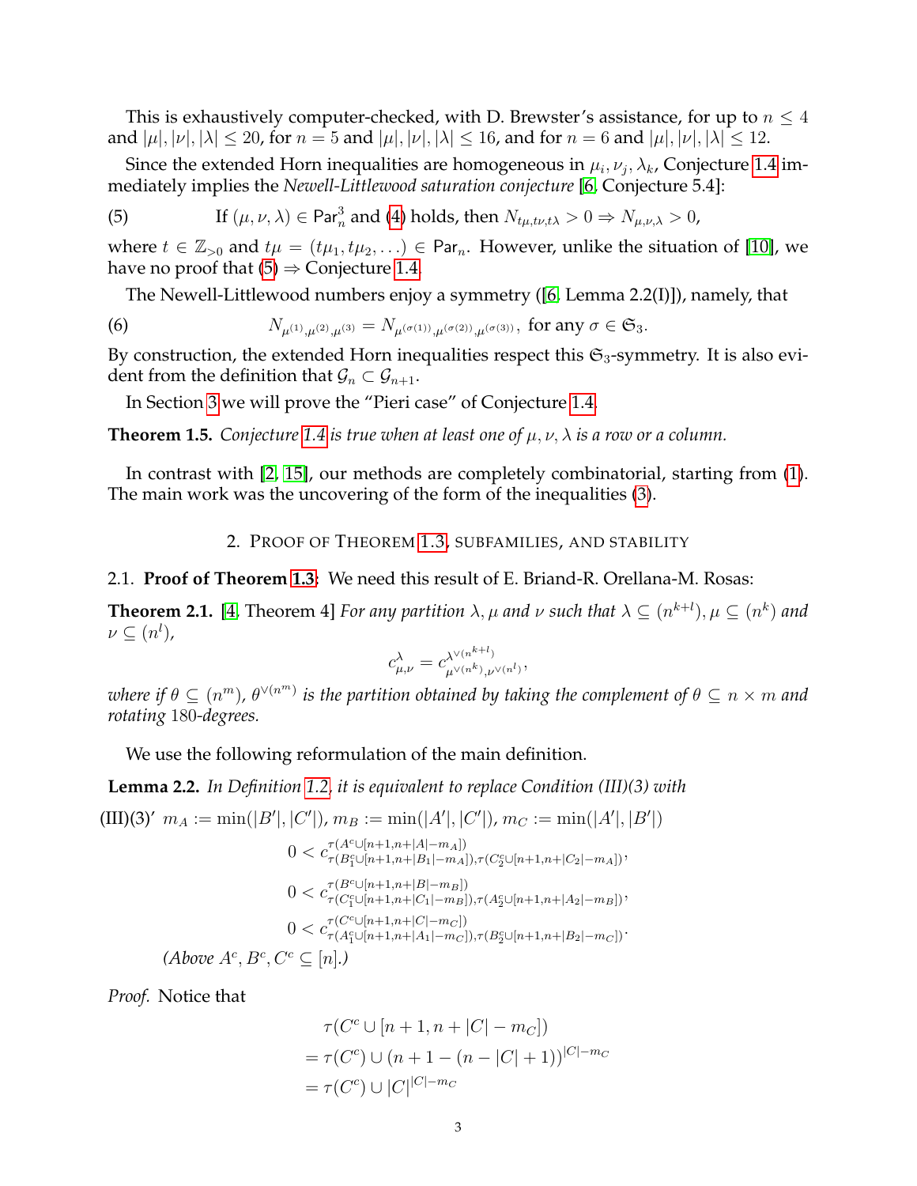This is exhaustively computer-checked, with D. Brewster's assistance, for up to $n \leq 4$ and $|\mu|, |\nu|, |\lambda| \leq 20$, for $n = 5$ and $|\mu|, |\nu|, |\lambda| \leq 16$, and for $n = 6$ and $|\mu|, |\nu|, |\lambda| \leq 12$.

Since the extended Horn inequalities are homogeneous in $\mu_i, \nu_j, \lambda_k$, Conjecture 1.4 immediately implies the *Newell-Littlewood saturation conjecture* [6, Conjecture 5.4]:

$$\text{(5)} \qquad \text{If } (\mu, \nu, \lambda) \in \mathsf{Par}_n^3 \text{ and (4) holds, then } N_{t\mu,t\nu,t\lambda} > 0 \Rightarrow N_{\mu,\nu,\lambda} > 0,$$

where $t \in \mathbb{Z}_{>0}$ and $t\mu = (t\mu_1, t\mu_2, \ldots) \in \mathsf{Par}_n$. However, unlike the situation of [10], we have no proof that (5) $\Rightarrow$ Conjecture 1.4.

The Newell-Littlewood numbers enjoy a symmetry ([6, Lemma 2.2(I)]), namely, that

$$\text{(6)} \qquad N_{\mu^{(1)},\mu^{(2)},\mu^{(3)}} = N_{\mu^{(\sigma(1))},\mu^{(\sigma(2))},\mu^{(\sigma(3))}}, \text{ for any } \sigma \in \mathfrak{S}_3.$$

By construction, the extended Horn inequalities respect this $\mathfrak{S}_3$-symmetry. It is also evident from the definition that $\mathcal{G}_n \subset \mathcal{G}_{n+1}$.

In Section 3 we will prove the "Pieri case" of Conjecture 1.4.

**Theorem 1.5.** *Conjecture 1.4 is true when at least one of $\mu, \nu, \lambda$ is a row or a column.*

In contrast with [2, 15], our methods are completely combinatorial, starting from (1). The main work was the uncovering of the form of the inequalities (3).

## 2. Proof of Theorem 1.3, subfamilies, and stability

### 2.1. Proof of Theorem 1.3:

We need this result of E. Briand-R. Orellana-M. Rosas:

**Theorem 2.1.** [4, Theorem 4] *For any partition $\lambda, \mu$ and $\nu$ such that $\lambda \subseteq (n^{k+l})$, $\mu \subseteq (n^k)$ and $\nu \subseteq (n^l)$,*

$$c_{\mu,\nu}^{\lambda} = c_{\mu^{\vee(n^k)},\nu^{\vee(n^l)}}^{\lambda^{\vee(n^{k+l})}},$$

*where if $\theta \subseteq (n^m)$, $\theta^{\vee(n^m)}$ is the partition obtained by taking the complement of $\theta \subseteq n \times m$ and rotating 180-degrees.*

We use the following reformulation of the main definition.

**Lemma 2.2.** *In Definition 1.2, it is equivalent to replace Condition (III)(3) with*

(III)(3)′ $m_A := \min(|B'|, |C'|)$, $m_B := \min(|A'|, |C'|)$, $m_C := \min(|A'|, |B'|)$

$$0 < c_{\tau(B_1^c \cup [n+1, n+|B_1|-m_A]),\tau(C_2^c \cup [n+1,n+|C_2|-m_A])}^{\tau(A^c \cup [n+1, n+|A|-m_A])},$$

$$0 < c_{\tau(C_1^c \cup [n+1, n+|C_1|-m_B]),\tau(A_2^c \cup [n+1,n+|A_2|-m_B])}^{\tau(B^c \cup [n+1, n+|B|-m_B])},$$

$$0 < c_{\tau(A_1^c \cup [n+1, n+|A_1|-m_C]),\tau(B_2^c \cup [n+1,n+|B_2|-m_C])}^{\tau(C^c \cup [n+1, n+|C|-m_C])}.$$

*(Above $A^c, B^c, C^c \subseteq [n]$.)*

*Proof.* Notice that

$$\begin{aligned}
&\tau(C^c \cup [n+1, n+|C| - m_C]) \\
&= \tau(C^c) \cup (n+1-(n-|C|+1))^{|C|-m_C} \\
&= \tau(C^c) \cup |C|^{|C|-m_C}
\end{aligned}$$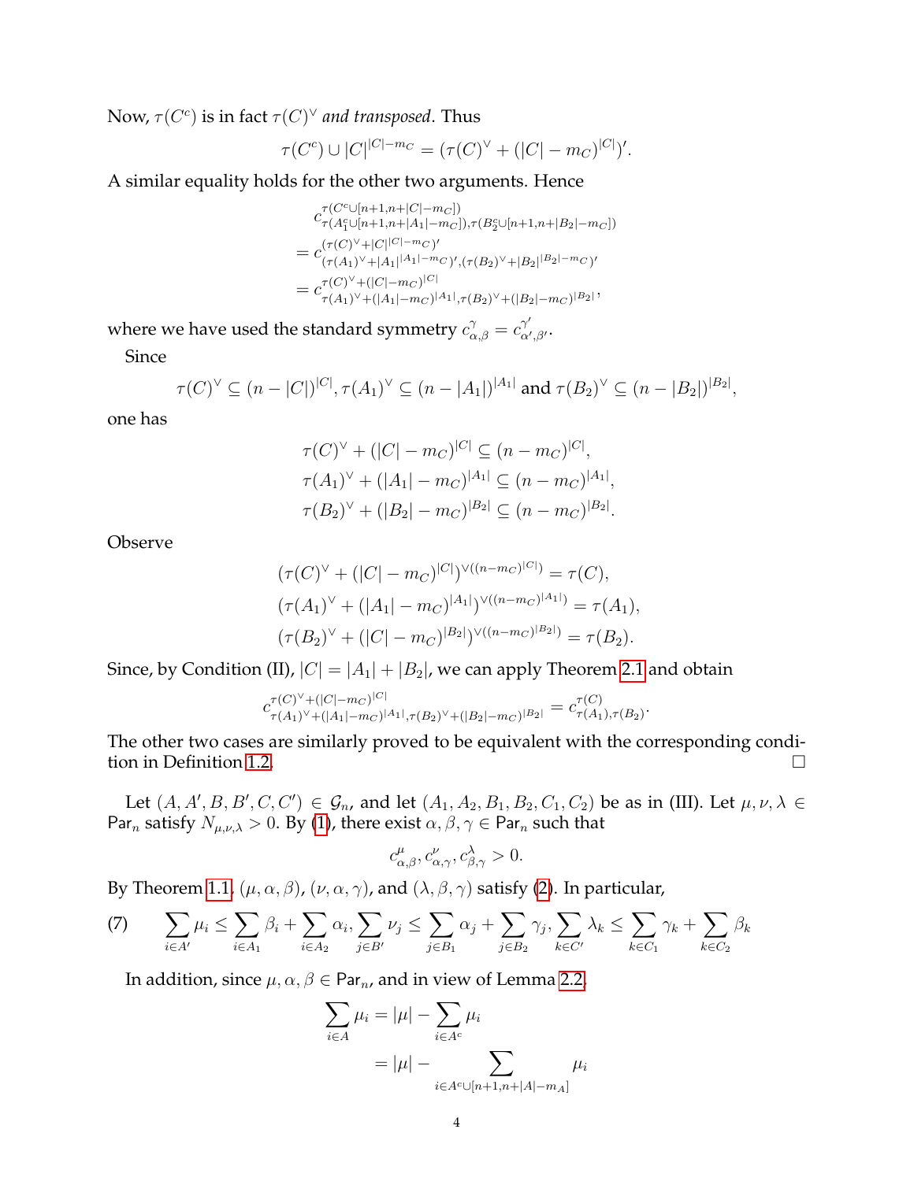Now, $\tau(C^c)$ is in fact $\tau(C)^\vee$ *and transposed*. Thus

$$\tau(C^c) \cup |C|^{|C|-m_C} = (\tau(C)^\vee + (|C| - m_C)^{|C|})'.$$

A similar equality holds for the other two arguments. Hence

$$\begin{aligned}
&c^{\tau(C^c \cup [n+1, n+|C|-m_C])}_{\tau(A_1^c \cup [n+1, n+|A_1|-m_C]), \tau(B_2^c \cup [n+1, n+|B_2|-m_C])} \\
&= c^{(\tau(C)^\vee + |C|^{|C|-m_C})'}_{(\tau(A_1)^\vee + |A_1|^{|A_1|-m_C})', (\tau(B_2)^\vee + |B_2|^{|B_2|-m_C})'} \\
&= c^{\tau(C)^\vee + (|C|-m_C)^{|C|}}_{\tau(A_1)^\vee + (|A_1|-m_C)^{|A_1|}, \tau(B_2)^\vee + (|B_2|-m_C)^{|B_2|}},
\end{aligned}$$

where we have used the standard symmetry $c^\gamma_{\alpha,\beta} = c^{\gamma'}_{\alpha',\beta'}$.

Since

$$\tau(C)^\vee \subseteq (n - |C|)^{|C|}, \tau(A_1)^\vee \subseteq (n - |A_1|)^{|A_1|} \text{ and } \tau(B_2)^\vee \subseteq (n - |B_2|)^{|B_2|},$$

one has

$$\begin{aligned}
\tau(C)^\vee + (|C| - m_C)^{|C|} &\subseteq (n - m_C)^{|C|}, \\
\tau(A_1)^\vee + (|A_1| - m_C)^{|A_1|} &\subseteq (n - m_C)^{|A_1|}, \\
\tau(B_2)^\vee + (|B_2| - m_C)^{|B_2|} &\subseteq (n - m_C)^{|B_2|}.
\end{aligned}$$

Observe

$$\begin{aligned}
(\tau(C)^\vee + (|C| - m_C)^{|C|})^{\vee((n-m_C)^{|C|})} &= \tau(C), \\
(\tau(A_1)^\vee + (|A_1| - m_C)^{|A_1|})^{\vee((n-m_C)^{|A_1|})} &= \tau(A_1), \\
(\tau(B_2)^\vee + (|C| - m_C)^{|B_2|})^{\vee((n-m_C)^{|B_2|})} &= \tau(B_2).
\end{aligned}$$

Since, by Condition (II), $|C| = |A_1| + |B_2|$, we can apply Theorem 2.1 and obtain

$$c^{\tau(C)^\vee + (|C|-m_C)^{|C|}}_{\tau(A_1)^\vee + (|A_1|-m_C)^{|A_1|}, \tau(B_2)^\vee + (|B_2|-m_C)^{|B_2|}} = c^{\tau(C)}_{\tau(A_1), \tau(B_2)}.$$

The other two cases are similarly proved to be equivalent with the corresponding condition in Definition 1.2. $\square$

Let $(A, A', B, B', C, C') \in \mathcal{G}_n$, and let $(A_1, A_2, B_1, B_2, C_1, C_2)$ be as in (III). Let $\mu, \nu, \lambda \in \mathsf{Par}_n$ satisfy $N_{\mu,\nu,\lambda} > 0$. By (1), there exist $\alpha, \beta, \gamma \in \mathsf{Par}_n$ such that

$$c^\mu_{\alpha,\beta}, c^\nu_{\alpha,\gamma}, c^\lambda_{\beta,\gamma} > 0.$$

By Theorem 1.1, $(\mu, \alpha, \beta)$, $(\nu, \alpha, \gamma)$, and $(\lambda, \beta, \gamma)$ satisfy (2). In particular,

$$\sum_{i \in A'} \mu_i \le \sum_{i \in A_1} \beta_i + \sum_{i \in A_2} \alpha_i, \sum_{j \in B'} \nu_j \le \sum_{j \in B_1} \alpha_j + \sum_{j \in B_2} \gamma_j, \sum_{k \in C'} \lambda_k \le \sum_{k \in C_1} \gamma_k + \sum_{k \in C_2} \beta_k \tag{7}$$

In addition, since $\mu, \alpha, \beta \in \mathsf{Par}_n$, and in view of Lemma 2.2,

$$\begin{aligned}
\sum_{i \in A} \mu_i &= |\mu| - \sum_{i \in A^c} \mu_i \\
&= |\mu| - \sum_{i \in A^c \cup [n+1, n+|A|-m_A]} \mu_i
\end{aligned}$$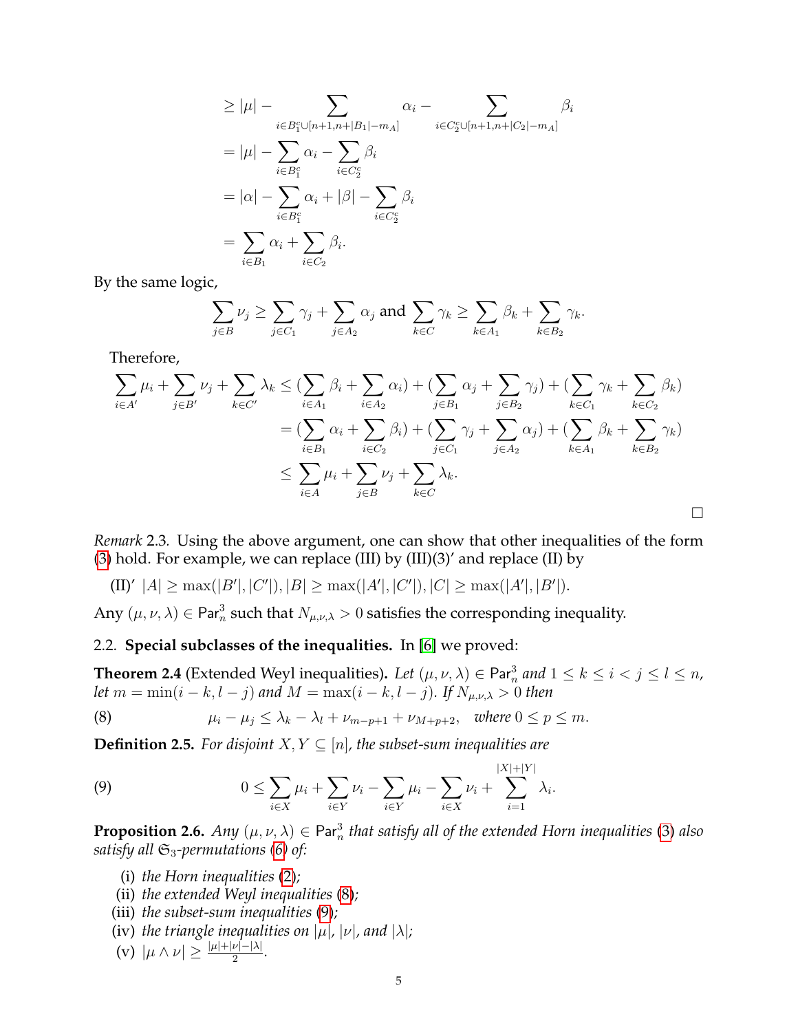$$
\begin{aligned}
&\geq |\mu| - \sum_{i \in B_1^c \cup [n+1, n+|B_1|-m_A]} \alpha_i - \sum_{i \in C_2^c \cup [n+1, n+|C_2|-m_A]} \beta_i \\
&= |\mu| - \sum_{i \in B_1^c} \alpha_i - \sum_{i \in C_2^c} \beta_i \\
&= |\alpha| - \sum_{i \in B_1^c} \alpha_i + |\beta| - \sum_{i \in C_2^c} \beta_i \\
&= \sum_{i \in B_1} \alpha_i + \sum_{i \in C_2} \beta_i.
\end{aligned}
$$

By the same logic,

$$
\sum_{j \in B} \nu_j \geq \sum_{j \in C_1} \gamma_j + \sum_{j \in A_2} \alpha_j \text{ and } \sum_{k \in C} \gamma_k \geq \sum_{k \in A_1} \beta_k + \sum_{k \in B_2} \gamma_k.
$$

Therefore,

$$
\begin{aligned}
\sum_{i \in A'} \mu_i + \sum_{j \in B'} \nu_j + \sum_{k \in C'} \lambda_k &\leq (\sum_{i \in A_1} \beta_i + \sum_{i \in A_2} \alpha_i) + (\sum_{j \in B_1} \alpha_j + \sum_{j \in B_2} \gamma_j) + (\sum_{k \in C_1} \gamma_k + \sum_{k \in C_2} \beta_k) \\
&= (\sum_{i \in B_1} \alpha_i + \sum_{i \in C_2} \beta_i) + (\sum_{j \in C_1} \gamma_j + \sum_{j \in A_2} \alpha_j) + (\sum_{k \in A_1} \beta_k + \sum_{k \in B_2} \gamma_k) \\
&\leq \sum_{i \in A} \mu_i + \sum_{j \in B} \nu_j + \sum_{k \in C} \lambda_k.
\end{aligned}
$$

□

*Remark* 2.3. Using the above argument, one can show that other inequalities of the form (3) hold. For example, we can replace (III) by (III)(3)′ and replace (II) by

(II)′ $|A| \geq \max(|B'|, |C'|), |B| \geq \max(|A'|, |C'|), |C| \geq \max(|A'|, |B'|)$.

Any $(\mu, \nu, \lambda) \in \mathsf{Par}_n^3$ such that $N_{\mu,\nu,\lambda} > 0$ satisfies the corresponding inequality.

### 2.2. Special subclasses of the inequalities.

In [6] we proved:

**Theorem 2.4** (Extended Weyl inequalities). *Let $(\mu, \nu, \lambda) \in \mathsf{Par}_n^3$ and $1 \leq k \leq i < j \leq l \leq n$, let $m = \min(i-k, l-j)$ and $M = \max(i-k, l-j)$. If $N_{\mu,\nu,\lambda} > 0$ then*

$$
\mu_i - \mu_j \leq \lambda_k - \lambda_l + \nu_{m-p+1} + \nu_{M+p+2}, \quad \text{where } 0 \leq p \leq m. \tag{8}
$$

**Definition 2.5.** *For disjoint $X, Y \subseteq [n]$, the subset-sum inequalities are*

$$
0 \leq \sum_{i \in X} \mu_i + \sum_{i \in Y} \nu_i - \sum_{i \in Y} \mu_i - \sum_{i \in X} \nu_i + \sum_{i=1}^{|X|+|Y|} \lambda_i. \tag{9}
$$

**Proposition 2.6.** *Any $(\mu, \nu, \lambda) \in \mathsf{Par}_n^3$ that satisfy all of the extended Horn inequalities (3) also satisfy all $\mathfrak{S}_3$-permutations (6) of:*

(i) *the Horn inequalities (2);*
(ii) *the extended Weyl inequalities (8);*
(iii) *the subset-sum inequalities (9);*
(iv) *the triangle inequalities on $|\mu|$, $|\nu|$, and $|\lambda|$;*
(v) $|\mu \wedge \nu| \geq \frac{|\mu|+|\nu|-|\lambda|}{2}$.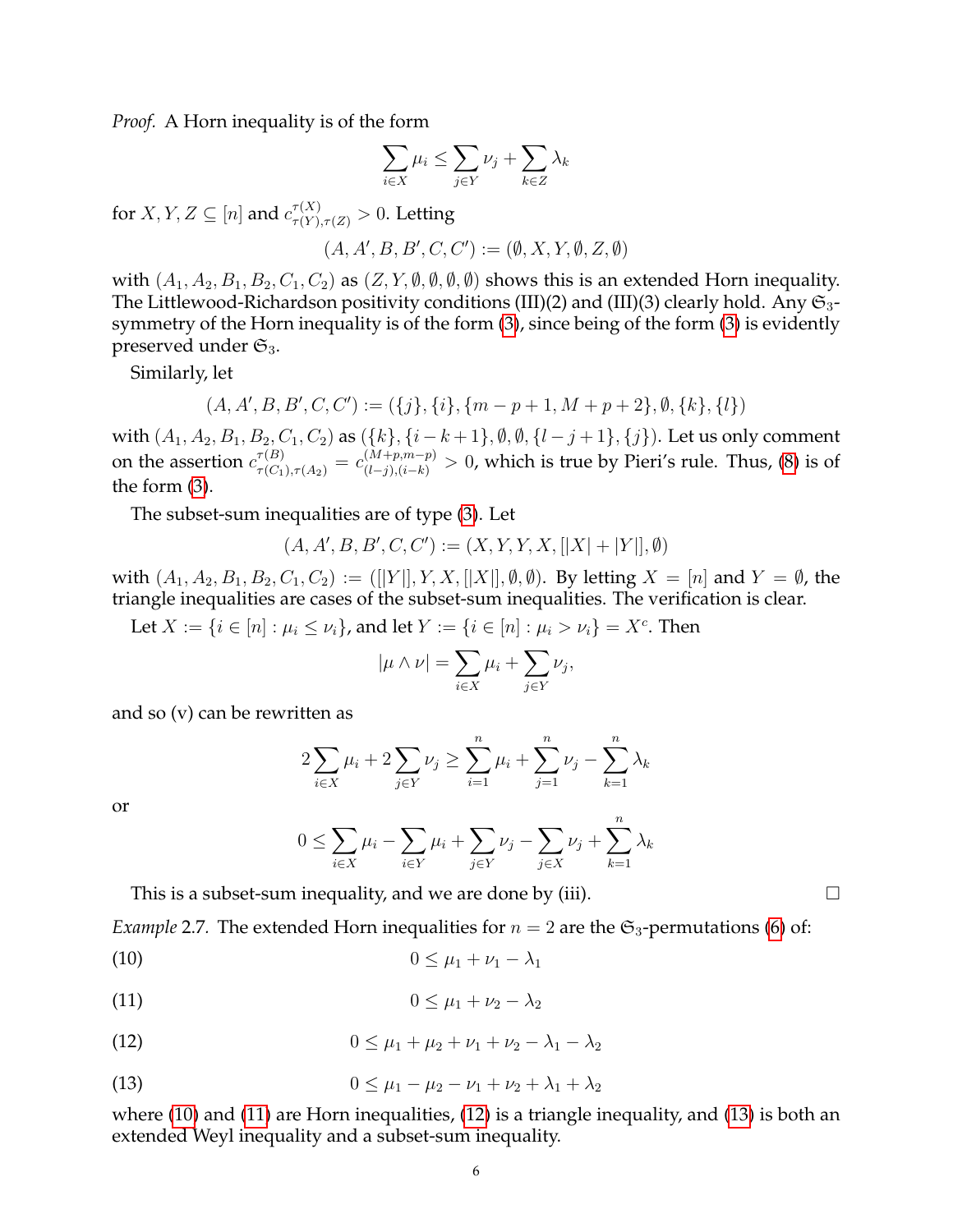*Proof.* A Horn inequality is of the form

$$\sum_{i\in X}\mu_i \le \sum_{j\in Y}\nu_j + \sum_{k\in Z}\lambda_k$$

for $X, Y, Z \subseteq [n]$ and $c^{\tau(X)}_{\tau(Y),\tau(Z)} > 0$. Letting

$$(A, A', B, B', C, C') := (\emptyset, X, Y, \emptyset, Z, \emptyset)$$

with $(A_1, A_2, B_1, B_2, C_1, C_2)$ as $(Z, Y, \emptyset, \emptyset, \emptyset, \emptyset)$ shows this is an extended Horn inequality. The Littlewood-Richardson positivity conditions (III)(2) and (III)(3) clearly hold. Any $\mathfrak{S}_3$-symmetry of the Horn inequality is of the form (3), since being of the form (3) is evidently preserved under $\mathfrak{S}_3$.

Similarly, let

$$(A, A', B, B', C, C') := (\{j\}, \{i\}, \{m-p+1, M+p+2\}, \emptyset, \{k\}, \{l\})$$

with $(A_1, A_2, B_1, B_2, C_1, C_2)$ as $(\{k\}, \{i-k+1\}, \emptyset, \emptyset, \{l-j+1\}, \{j\})$. Let us only comment on the assertion $c^{\tau(B)}_{\tau(C_1),\tau(A_2)} = c^{(M+p,m-p)}_{(l-j),(i-k)} > 0$, which is true by Pieri's rule. Thus, (8) is of the form (3).

The subset-sum inequalities are of type (3). Let

$$(A, A', B, B', C, C') := (X, Y, Y, X, [|X| + |Y|], \emptyset)$$

with $(A_1, A_2, B_1, B_2, C_1, C_2) := ([|Y|], Y, X, [|X|], \emptyset, \emptyset)$. By letting $X = [n]$ and $Y = \emptyset$, the triangle inequalities are cases of the subset-sum inequalities. The verification is clear.

Let $X := \{i \in [n] : \mu_i \le \nu_i\}$, and let $Y := \{i \in [n] : \mu_i > \nu_i\} = X^c$. Then

$$|\mu \wedge \nu| = \sum_{i\in X}\mu_i + \sum_{j\in Y}\nu_j,$$

and so (v) can be rewritten as

$$2\sum_{i\in X}\mu_i + 2\sum_{j\in Y}\nu_j \ge \sum_{i=1}^{n}\mu_i + \sum_{j=1}^{n}\nu_j - \sum_{k=1}^{n}\lambda_k$$

or

$$0 \le \sum_{i\in X}\mu_i - \sum_{i\in Y}\mu_i + \sum_{j\in Y}\nu_j - \sum_{j\in X}\nu_j + \sum_{k=1}^{n}\lambda_k$$

This is a subset-sum inequality, and we are done by (iii). □

*Example* 2.7. The extended Horn inequalities for $n = 2$ are the $\mathfrak{S}_3$-permutations (6) of:

$$0 \le \mu_1 + \nu_1 - \lambda_1 \tag{10}$$

$$0 \le \mu_1 + \nu_2 - \lambda_2 \tag{11}$$

$$0 \le \mu_1 + \mu_2 + \nu_1 + \nu_2 - \lambda_1 - \lambda_2 \tag{12}$$

$$0 \le \mu_1 - \mu_2 - \nu_1 + \nu_2 + \lambda_1 + \lambda_2 \tag{13}$$

where (10) and (11) are Horn inequalities, (12) is a triangle inequality, and (13) is both an extended Weyl inequality and a subset-sum inequality.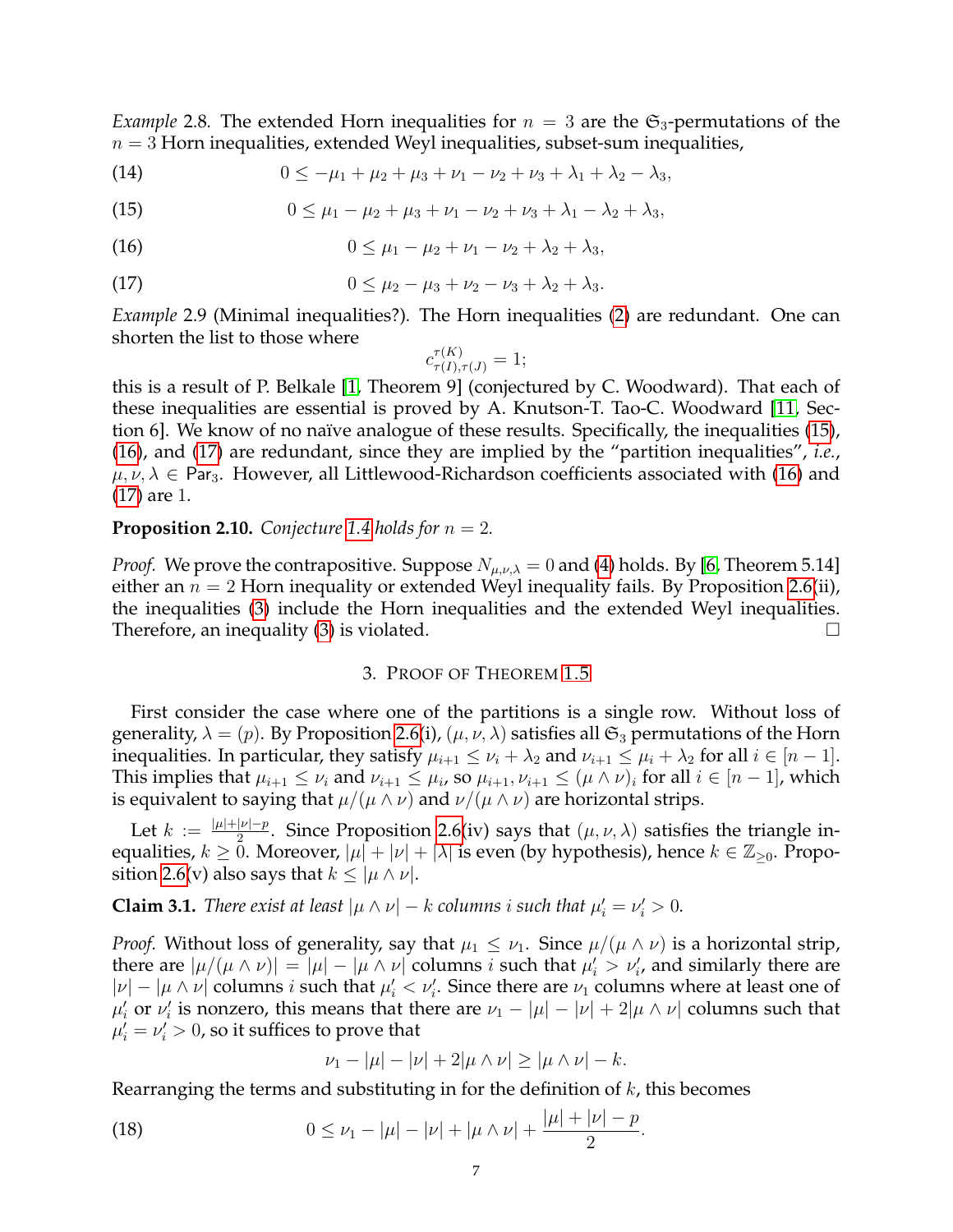*Example* 2.8. The extended Horn inequalities for $n = 3$ are the $\mathfrak{S}_3$-permutations of the $n = 3$ Horn inequalities, extended Weyl inequalities, subset-sum inequalities,

$$0 \leq -\mu_1 + \mu_2 + \mu_3 + \nu_1 - \nu_2 + \nu_3 + \lambda_1 + \lambda_2 - \lambda_3, \tag{14}$$

$$0 \leq \mu_1 - \mu_2 + \mu_3 + \nu_1 - \nu_2 + \nu_3 + \lambda_1 - \lambda_2 + \lambda_3, \tag{15}$$

$$0 \leq \mu_1 - \mu_2 + \nu_1 - \nu_2 + \lambda_2 + \lambda_3, \tag{16}$$

$$0 \leq \mu_2 - \mu_3 + \nu_2 - \nu_3 + \lambda_2 + \lambda_3. \tag{17}$$

*Example* 2.9 (Minimal inequalities?). The Horn inequalities (2) are redundant. One can shorten the list to those where

$$c_{\tau(I),\tau(J)}^{\tau(K)} = 1;$$

this is a result of P. Belkale [1, Theorem 9] (conjectured by C. Woodward). That each of these inequalities are essential is proved by A. Knutson-T. Tao-C. Woodward [11, Section 6]. We know of no naïve analogue of these results. Specifically, the inequalities (15), (16), and (17) are redundant, since they are implied by the "partition inequalities", *i.e.*, $\mu, \nu, \lambda \in \mathsf{Par}_3$. However, all Littlewood-Richardson coefficients associated with (16) and (17) are 1.

**Proposition 2.10.** *Conjecture 1.4 holds for $n = 2$.*

*Proof.* We prove the contrapositive. Suppose $N_{\mu,\nu,\lambda} = 0$ and (4) holds. By [6, Theorem 5.14] either an $n = 2$ Horn inequality or extended Weyl inequality fails. By Proposition 2.6(ii), the inequalities (3) include the Horn inequalities and the extended Weyl inequalities. Therefore, an inequality (3) is violated. □

## 3. Proof of Theorem 1.5

First consider the case where one of the partitions is a single row. Without loss of generality, $\lambda = (p)$. By Proposition 2.6(i), $(\mu, \nu, \lambda)$ satisfies all $\mathfrak{S}_3$ permutations of the Horn inequalities. In particular, they satisfy $\mu_{i+1} \leq \nu_i + \lambda_2$ and $\nu_{i+1} \leq \mu_i + \lambda_2$ for all $i \in [n-1]$. This implies that $\mu_{i+1} \leq \nu_i$ and $\nu_{i+1} \leq \mu_i$, so $\mu_{i+1}, \nu_{i+1} \leq (\mu \wedge \nu)_i$ for all $i \in [n-1]$, which is equivalent to saying that $\mu/(\mu \wedge \nu)$ and $\nu/(\mu \wedge \nu)$ are horizontal strips.

Let $k := \frac{|\mu|+|\nu|-p}{2}$. Since Proposition 2.6(iv) says that $(\mu, \nu, \lambda)$ satisfies the triangle inequalities, $k \geq 0$. Moreover, $|\mu| + |\nu| + |\lambda|$ is even (by hypothesis), hence $k \in \mathbb{Z}_{\geq 0}$. Proposition 2.6(v) also says that $k \leq |\mu \wedge \nu|$.

**Claim 3.1.** *There exist at least $|\mu \wedge \nu| - k$ columns $i$ such that $\mu_i' = \nu_i' > 0$.*

*Proof.* Without loss of generality, say that $\mu_1 \leq \nu_1$. Since $\mu/(\mu \wedge \nu)$ is a horizontal strip, there are $|\mu/(\mu \wedge \nu)| = |\mu| - |\mu \wedge \nu|$ columns $i$ such that $\mu_i' > \nu_i'$, and similarly there are $|\nu| - |\mu \wedge \nu|$ columns $i$ such that $\mu_i' < \nu_i'$. Since there are $\nu_1$ columns where at least one of $\mu_i'$ or $\nu_i'$ is nonzero, this means that there are $\nu_1 - |\mu| - |\nu| + 2|\mu \wedge \nu|$ columns such that $\mu_i' = \nu_i' > 0$, so it suffices to prove that

$$\nu_1 - |\mu| - |\nu| + 2|\mu \wedge \nu| \geq |\mu \wedge \nu| - k.$$

Rearranging the terms and substituting in for the definition of $k$, this becomes

$$0 \leq \nu_1 - |\mu| - |\nu| + |\mu \wedge \nu| + \frac{|\mu| + |\nu| - p}{2}. \tag{18}$$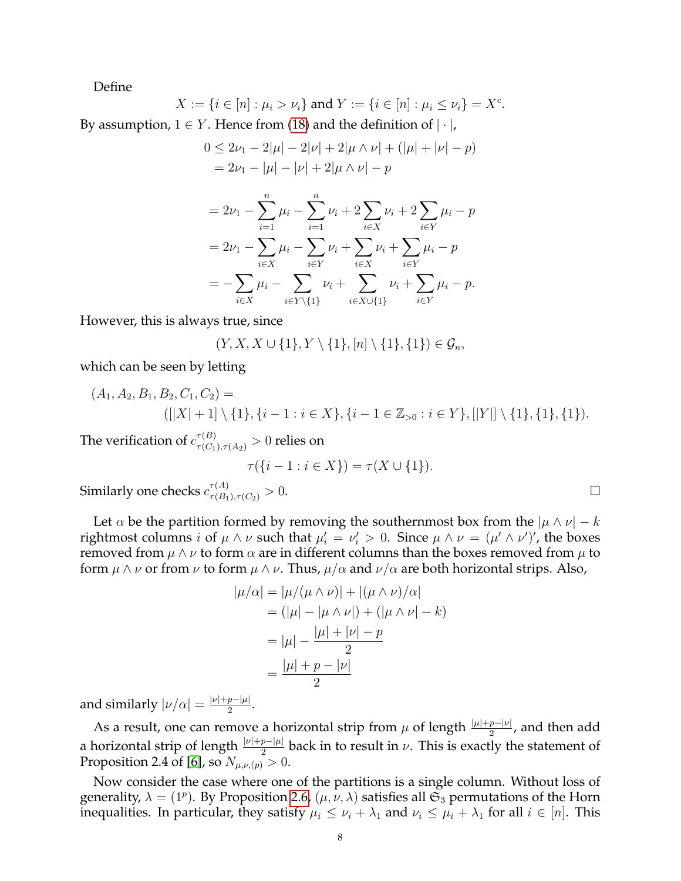Define

$$X := \{i \in [n] : \mu_i > \nu_i\} \text{ and } Y := \{i \in [n] : \mu_i \leq \nu_i\} = X^c.$$

By assumption, $1 \in Y$. Hence from (18) and the definition of $|\cdot|$,

$$\begin{aligned}
0 &\leq 2\nu_1 - 2|\mu| - 2|\nu| + 2|\mu \wedge \nu| + (|\mu| + |\nu| - p) \\
&= 2\nu_1 - |\mu| - |\nu| + 2|\mu \wedge \nu| - p \\
&= 2\nu_1 - \sum_{i=1}^{n} \mu_i - \sum_{i=1}^{n} \nu_i + 2\sum_{i \in X} \nu_i + 2\sum_{i \in Y} \mu_i - p \\
&= 2\nu_1 - \sum_{i \in X} \mu_i - \sum_{i \in Y} \nu_i + \sum_{i \in X} \nu_i + \sum_{i \in Y} \mu_i - p \\
&= -\sum_{i \in X} \mu_i - \sum_{i \in Y \setminus \{1\}} \nu_i + \sum_{i \in X \cup \{1\}} \nu_i + \sum_{i \in Y} \mu_i - p.
\end{aligned}$$

However, this is always true, since

$$(Y, X, X \cup \{1\}, Y \setminus \{1\}, [n] \setminus \{1\}, \{1\}) \in \mathcal{G}_n,$$

which can be seen by letting

$$\begin{aligned}
&(A_1, A_2, B_1, B_2, C_1, C_2) = \\
&\qquad ([|X| + 1] \setminus \{1\}, \{i - 1 : i \in X\}, \{i - 1 \in \mathbb{Z}_{>0} : i \in Y\}, [|Y|] \setminus \{1\}, \{1\}, \{1\}).
\end{aligned}$$

The verification of $c^{\tau(B)}_{\tau(C_1),\tau(A_2)} > 0$ relies on

$$\tau(\{i - 1 : i \in X\}) = \tau(X \cup \{1\}).$$

Similarly one checks $c^{\tau(A)}_{\tau(B_1),\tau(C_2)} > 0$. $\square$

Let $\alpha$ be the partition formed by removing the southernmost box from the $|\mu \wedge \nu| - k$ rightmost columns $i$ of $\mu \wedge \nu$ such that $\mu'_i = \nu'_i > 0$. Since $\mu \wedge \nu = (\mu' \wedge \nu')'$, the boxes removed from $\mu \wedge \nu$ to form $\alpha$ are in different columns than the boxes removed from $\mu$ to form $\mu \wedge \nu$ or from $\nu$ to form $\mu \wedge \nu$. Thus, $\mu/\alpha$ and $\nu/\alpha$ are both horizontal strips. Also,

$$\begin{aligned}
|\mu/\alpha| &= |\mu/(\mu \wedge \nu)| + |(\mu \wedge \nu)/\alpha| \\
&= (|\mu| - |\mu \wedge \nu|) + (|\mu \wedge \nu| - k) \\
&= |\mu| - \frac{|\mu| + |\nu| - p}{2} \\
&= \frac{|\mu| + p - |\nu|}{2}
\end{aligned}$$

and similarly $|\nu/\alpha| = \frac{|\nu|+p-|\mu|}{2}$.

As a result, one can remove a horizontal strip from $\mu$ of length $\frac{|\mu|+p-|\nu|}{2}$, and then add a horizontal strip of length $\frac{|\nu|+p-|\mu|}{2}$ back in to result in $\nu$. This is exactly the statement of Proposition 2.4 of [6], so $N_{\mu,\nu,(p)} > 0$.

Now consider the case where one of the partitions is a single column. Without loss of generality, $\lambda = (1^p)$. By Proposition 2.6, $(\mu, \nu, \lambda)$ satisfies all $\mathfrak{S}_3$ permutations of the Horn inequalities. In particular, they satisfy $\mu_i \leq \nu_i + \lambda_1$ and $\nu_i \leq \mu_i + \lambda_1$ for all $i \in [n]$. This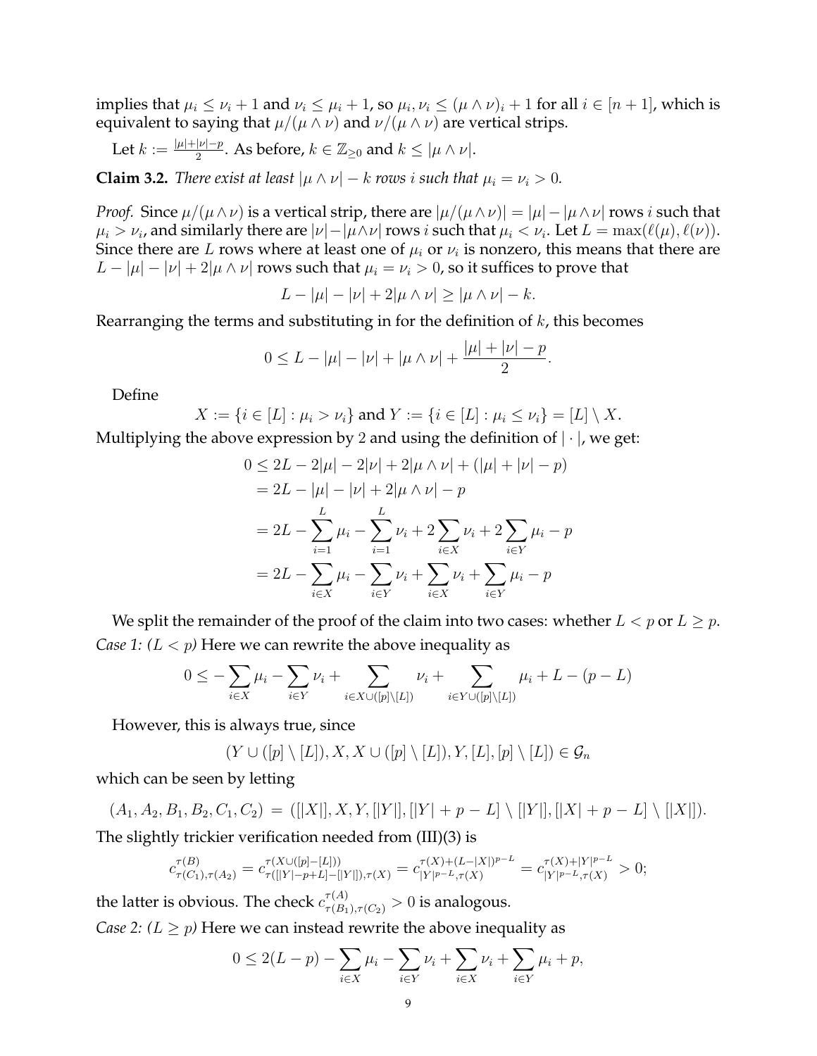implies that $\mu_i \le \nu_i + 1$ and $\nu_i \le \mu_i + 1$, so $\mu_i, \nu_i \le (\mu \wedge \nu)_i + 1$ for all $i \in [n+1]$, which is equivalent to saying that $\mu/(\mu \wedge \nu)$ and $\nu/(\mu \wedge \nu)$ are vertical strips.

Let $k := \frac{|\mu|+|\nu|-p}{2}$. As before, $k \in \mathbb{Z}_{\ge 0}$ and $k \le |\mu \wedge \nu|$.

**Claim 3.2.** *There exist at least $|\mu \wedge \nu| - k$ rows $i$ such that $\mu_i = \nu_i > 0$.*

*Proof.* Since $\mu/(\mu \wedge \nu)$ is a vertical strip, there are $|\mu/(\mu \wedge \nu)| = |\mu| - |\mu \wedge \nu|$ rows $i$ such that $\mu_i > \nu_i$, and similarly there are $|\nu| - |\mu \wedge \nu|$ rows $i$ such that $\mu_i < \nu_i$. Let $L = \max(\ell(\mu), \ell(\nu))$. Since there are $L$ rows where at least one of $\mu_i$ or $\nu_i$ is nonzero, this means that there are $L - |\mu| - |\nu| + 2|\mu \wedge \nu|$ rows such that $\mu_i = \nu_i > 0$, so it suffices to prove that

$$L - |\mu| - |\nu| + 2|\mu \wedge \nu| \ge |\mu \wedge \nu| - k.$$

Rearranging the terms and substituting in for the definition of $k$, this becomes

$$0 \le L - |\mu| - |\nu| + |\mu \wedge \nu| + \frac{|\mu| + |\nu| - p}{2}.$$

Define

$$X := \{i \in [L] : \mu_i > \nu_i\} \text{ and } Y := \{i \in [L] : \mu_i \le \nu_i\} = [L] \setminus X.$$

Multiplying the above expression by 2 and using the definition of $|\cdot|$, we get:

$$\begin{aligned}
0 &\le 2L - 2|\mu| - 2|\nu| + 2|\mu \wedge \nu| + (|\mu| + |\nu| - p) \\
&= 2L - |\mu| - |\nu| + 2|\mu \wedge \nu| - p \\
&= 2L - \sum_{i=1}^{L} \mu_i - \sum_{i=1}^{L} \nu_i + 2\sum_{i \in X} \nu_i + 2\sum_{i \in Y} \mu_i - p \\
&= 2L - \sum_{i \in X} \mu_i - \sum_{i \in Y} \nu_i + \sum_{i \in X} \nu_i + \sum_{i \in Y} \mu_i - p
\end{aligned}$$

We split the remainder of the proof of the claim into two cases: whether $L < p$ or $L \ge p$.

*Case 1: ($L < p$)* Here we can rewrite the above inequality as

$$0 \le -\sum_{i \in X} \mu_i - \sum_{i \in Y} \nu_i + \sum_{i \in X \cup ([p] \setminus [L])} \nu_i + \sum_{i \in Y \cup ([p] \setminus [L])} \mu_i + L - (p - L)$$

However, this is always true, since

$$(Y \cup ([p] \setminus [L]), X, X \cup ([p] \setminus [L]), Y, [L], [p] \setminus [L]) \in \mathcal{G}_n$$

which can be seen by letting

$$(A_1, A_2, B_1, B_2, C_1, C_2) = ([|X|], X, Y, [|Y|], [|Y| + p - L] \setminus [|Y|], [|X| + p - L] \setminus [|X|]).$$

The slightly trickier verification needed from (III)(3) is

$$c^{\tau(B)}_{\tau(C_1), \tau(A_2)} = c^{\tau(X \cup ([p] - [L]))}_{\tau([|Y| - p + L] - [|Y|]), \tau(X)} = c^{\tau(X) + (L - |X|)^{p-L}}_{|Y|^{p-L}, \tau(X)} = c^{\tau(X) + |Y|^{p-L}}_{|Y|^{p-L}, \tau(X)} > 0;$$

the latter is obvious. The check $c^{\tau(A)}_{\tau(B_1), \tau(C_2)} > 0$ is analogous.

*Case 2: ($L \ge p$)* Here we can instead rewrite the above inequality as

$$0 \le 2(L - p) - \sum_{i \in X} \mu_i - \sum_{i \in Y} \nu_i + \sum_{i \in X} \nu_i + \sum_{i \in Y} \mu_i + p,$$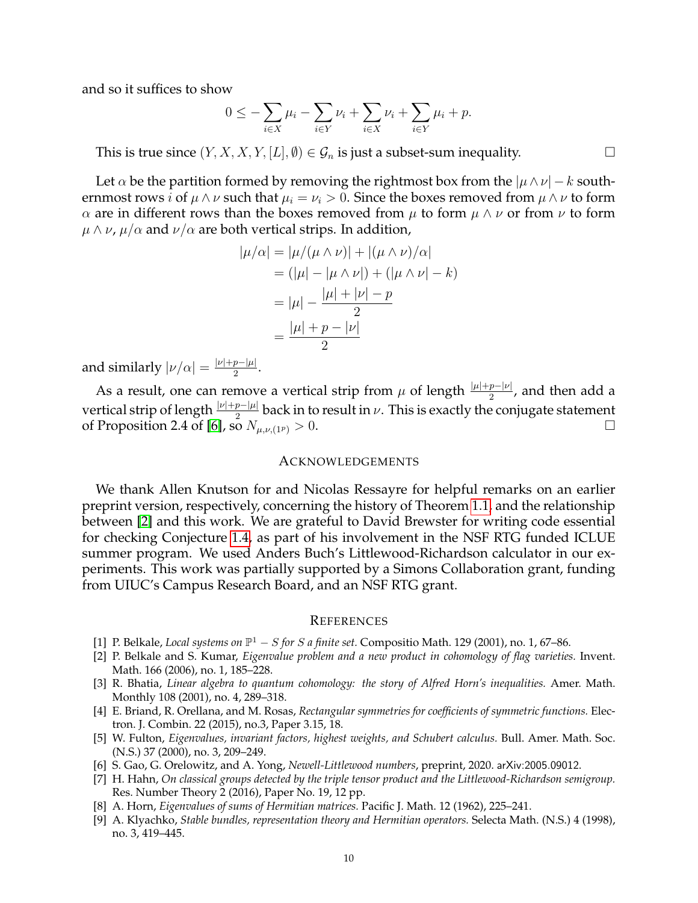and so it suffices to show

$$0 \le -\sum_{i\in X}\mu_i - \sum_{i\in Y}\nu_i + \sum_{i\in X}\nu_i + \sum_{i\in Y}\mu_i + p.$$

This is true since $(Y, X, X, Y, [L], \emptyset) \in \mathcal{G}_n$ is just a subset-sum inequality. $\square$

Let $\alpha$ be the partition formed by removing the rightmost box from the $|\mu \wedge \nu| - k$ southernmost rows $i$ of $\mu \wedge \nu$ such that $\mu_i = \nu_i > 0$. Since the boxes removed from $\mu \wedge \nu$ to form $\alpha$ are in different rows than the boxes removed from $\mu$ to form $\mu \wedge \nu$ or from $\nu$ to form $\mu \wedge \nu$, $\mu/\alpha$ and $\nu/\alpha$ are both vertical strips. In addition,

$$\begin{aligned}
|\mu/\alpha| &= |\mu/(\mu\wedge\nu)| + |(\mu\wedge\nu)/\alpha| \\
&= (|\mu| - |\mu\wedge\nu|) + (|\mu\wedge\nu| - k) \\
&= |\mu| - \frac{|\mu| + |\nu| - p}{2} \\
&= \frac{|\mu| + p - |\nu|}{2}
\end{aligned}$$

and similarly $|\nu/\alpha| = \frac{|\nu|+p-|\mu|}{2}$.

As a result, one can remove a vertical strip from $\mu$ of length $\frac{|\mu|+p-|\nu|}{2}$, and then add a vertical strip of length $\frac{|\nu|+p-|\mu|}{2}$ back in to result in $\nu$. This is exactly the conjugate statement of Proposition 2.4 of [6], so $N_{\mu,\nu,(1^p)} > 0$. $\square$

## Acknowledgements

We thank Allen Knutson for and Nicolas Ressayre for helpful remarks on an earlier preprint version, respectively, concerning the history of Theorem 1.1, and the relationship between [2] and this work. We are grateful to David Brewster for writing code essential for checking Conjecture 1.4, as part of his involvement in the NSF RTG funded ICLUE summer program. We used Anders Buch's Littlewood-Richardson calculator in our experiments. This work was partially supported by a Simons Collaboration grant, funding from UIUC's Campus Research Board, and an NSF RTG grant.

## References

[1] P. Belkale, *Local systems on $\mathbb{P}^1 - S$ for $S$ a finite set.* Compositio Math. 129 (2001), no. 1, 67–86.

[2] P. Belkale and S. Kumar, *Eigenvalue problem and a new product in cohomology of flag varieties.* Invent. Math. 166 (2006), no. 1, 185–228.

[3] R. Bhatia, *Linear algebra to quantum cohomology: the story of Alfred Horn's inequalities.* Amer. Math. Monthly 108 (2001), no. 4, 289–318.

[4] E. Briand, R. Orellana, and M. Rosas, *Rectangular symmetries for coefficients of symmetric functions.* Electron. J. Combin. 22 (2015), no.3, Paper 3.15, 18.

[5] W. Fulton, *Eigenvalues, invariant factors, highest weights, and Schubert calculus.* Bull. Amer. Math. Soc. (N.S.) 37 (2000), no. 3, 209–249.

[6] S. Gao, G. Orelowitz, and A. Yong, *Newell-Littlewood numbers*, preprint, 2020. arXiv:2005.09012.

[7] H. Hahn, *On classical groups detected by the triple tensor product and the Littlewood-Richardson semigroup.* Res. Number Theory 2 (2016), Paper No. 19, 12 pp.

[8] A. Horn, *Eigenvalues of sums of Hermitian matrices.* Pacific J. Math. 12 (1962), 225–241.

[9] A. Klyachko, *Stable bundles, representation theory and Hermitian operators.* Selecta Math. (N.S.) 4 (1998), no. 3, 419–445.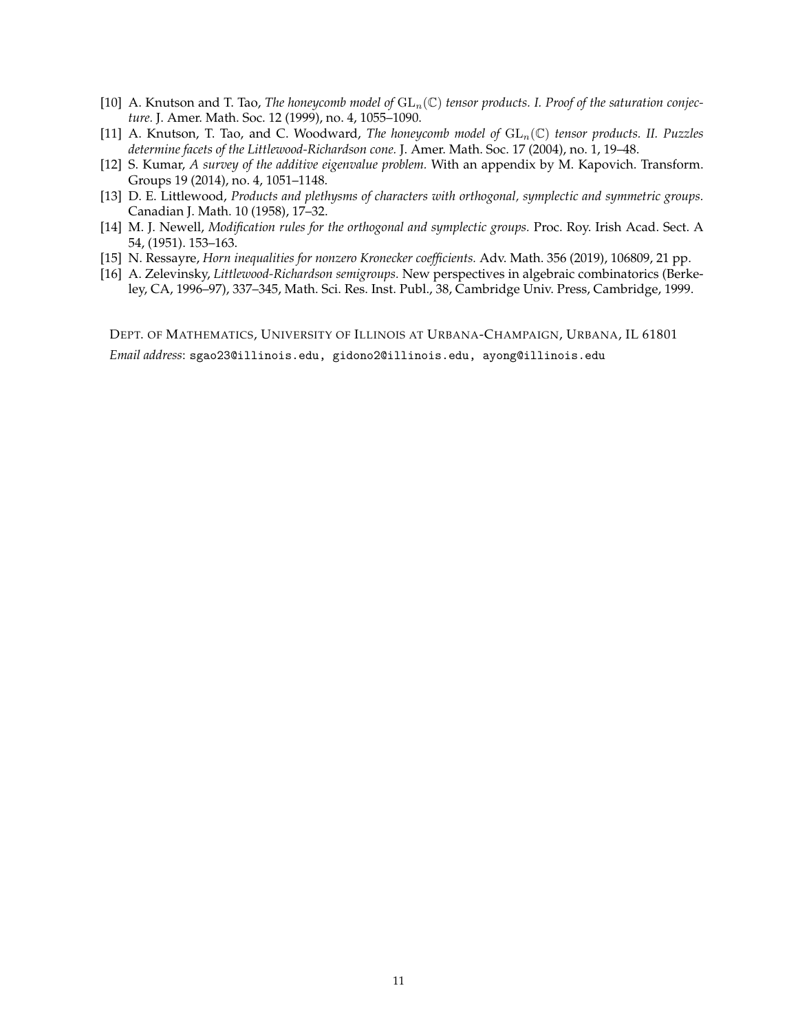- [10] A. Knutson and T. Tao, *The honeycomb model of* $\mathrm{GL}_n(\mathbb{C})$ *tensor products. I. Proof of the saturation conjecture.* J. Amer. Math. Soc. 12 (1999), no. 4, 1055–1090.
- [11] A. Knutson, T. Tao, and C. Woodward, *The honeycomb model of* $\mathrm{GL}_n(\mathbb{C})$ *tensor products. II. Puzzles determine facets of the Littlewood-Richardson cone.* J. Amer. Math. Soc. 17 (2004), no. 1, 19–48.
- [12] S. Kumar, *A survey of the additive eigenvalue problem.* With an appendix by M. Kapovich. Transform. Groups 19 (2014), no. 4, 1051–1148.
- [13] D. E. Littlewood, *Products and plethysms of characters with orthogonal, symplectic and symmetric groups.* Canadian J. Math. 10 (1958), 17–32.
- [14] M. J. Newell, *Modification rules for the orthogonal and symplectic groups.* Proc. Roy. Irish Acad. Sect. A 54, (1951). 153–163.
- [15] N. Ressayre, *Horn inequalities for nonzero Kronecker coefficients.* Adv. Math. 356 (2019), 106809, 21 pp.
- [16] A. Zelevinsky, *Littlewood-Richardson semigroups.* New perspectives in algebraic combinatorics (Berkeley, CA, 1996–97), 337–345, Math. Sci. Res. Inst. Publ., 38, Cambridge Univ. Press, Cambridge, 1999.

DEPT. OF MATHEMATICS, UNIVERSITY OF ILLINOIS AT URBANA-CHAMPAIGN, URBANA, IL 61801

*Email address*: sgao23@illinois.edu, gidono2@illinois.edu, ayong@illinois.edu